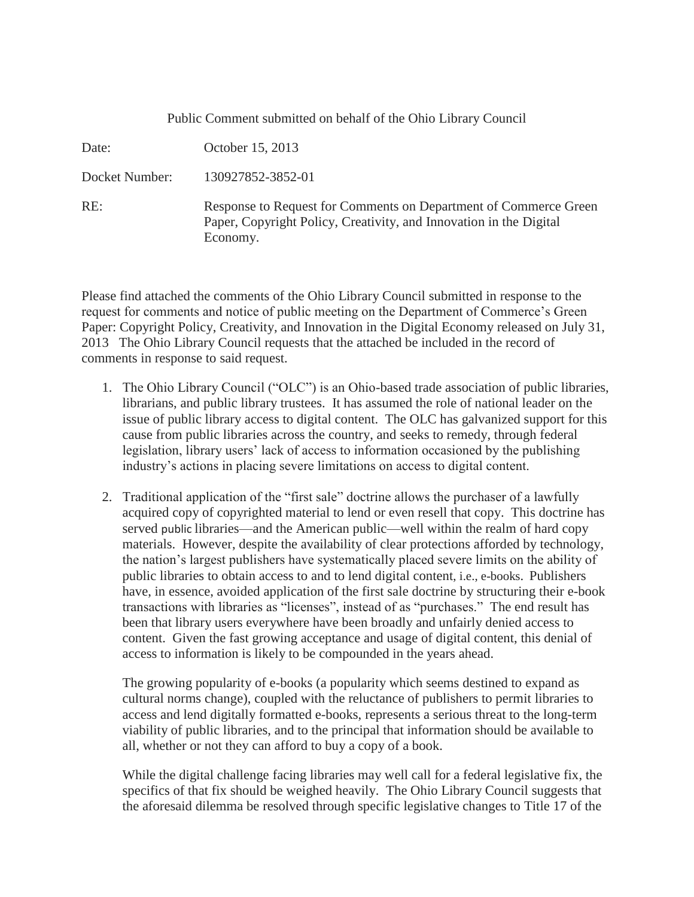Public Comment submitted on behalf of the Ohio Library Council

Date: October 15, 2013

Docket Number: 130927852-3852-01

RE: Response to Request for Comments on Department of Commerce Green Paper, Copyright Policy, Creativity, and Innovation in the Digital Economy.

Please find attached the comments of the Ohio Library Council submitted in response to the request for comments and notice of public meeting on the Department of Commerce's Green Paper: Copyright Policy, Creativity, and Innovation in the Digital Economy released on July 31, 2013 The Ohio Library Council requests that the attached be included in the record of comments in response to said request.

1. The Ohio Library Council ("OLC") is an Ohio-based trade association of public libraries, librarians, and public library trustees. It has assumed the role of national leader on the issue of public library access to digital content. The OLC has galvanized support for this cause from public libraries across the country, and seeks to remedy, through federal legislation, library users' lack of access to information occasioned by the publishing industry's actions in placing severe limitations on access to digital content.

2. Traditional application of the "first sale" doctrine allows the purchaser of a lawfully acquired copy of copyrighted material to lend or even resell that copy. This doctrine has served public libraries—and the American public—well within the realm of hard copy materials. However, despite the availability of clear protections afforded by technology, the nation's largest publishers have systematically placed severe limits on the ability of public libraries to obtain access to and to lend digital content, i.e., e-books. Publishers have, in essence, avoided application of the first sale doctrine by structuring their e-book transactions with libraries as "licenses", instead of as "purchases." The end result has been that library users everywhere have been broadly and unfairly denied access to content. Given the fast growing acceptance and usage of digital content, this denial of access to information is likely to be compounded in the years ahead.

   The growing popularity of e-books (a popularity which seems destined to expand as cultural norms change), coupled with the reluctance of publishers to permit libraries to access and lend digitally formatted e-books, represents a serious threat to the long-term viability of public libraries, and to the principal that information should be available to all, whether or not they can afford to buy a copy of a book.

   While the digital challenge facing libraries may well call for a federal legislative fix, the specifics of that fix should be weighed heavily. The Ohio Library Council suggests that the aforesaid dilemma be resolved through specific legislative changes to Title 17 of the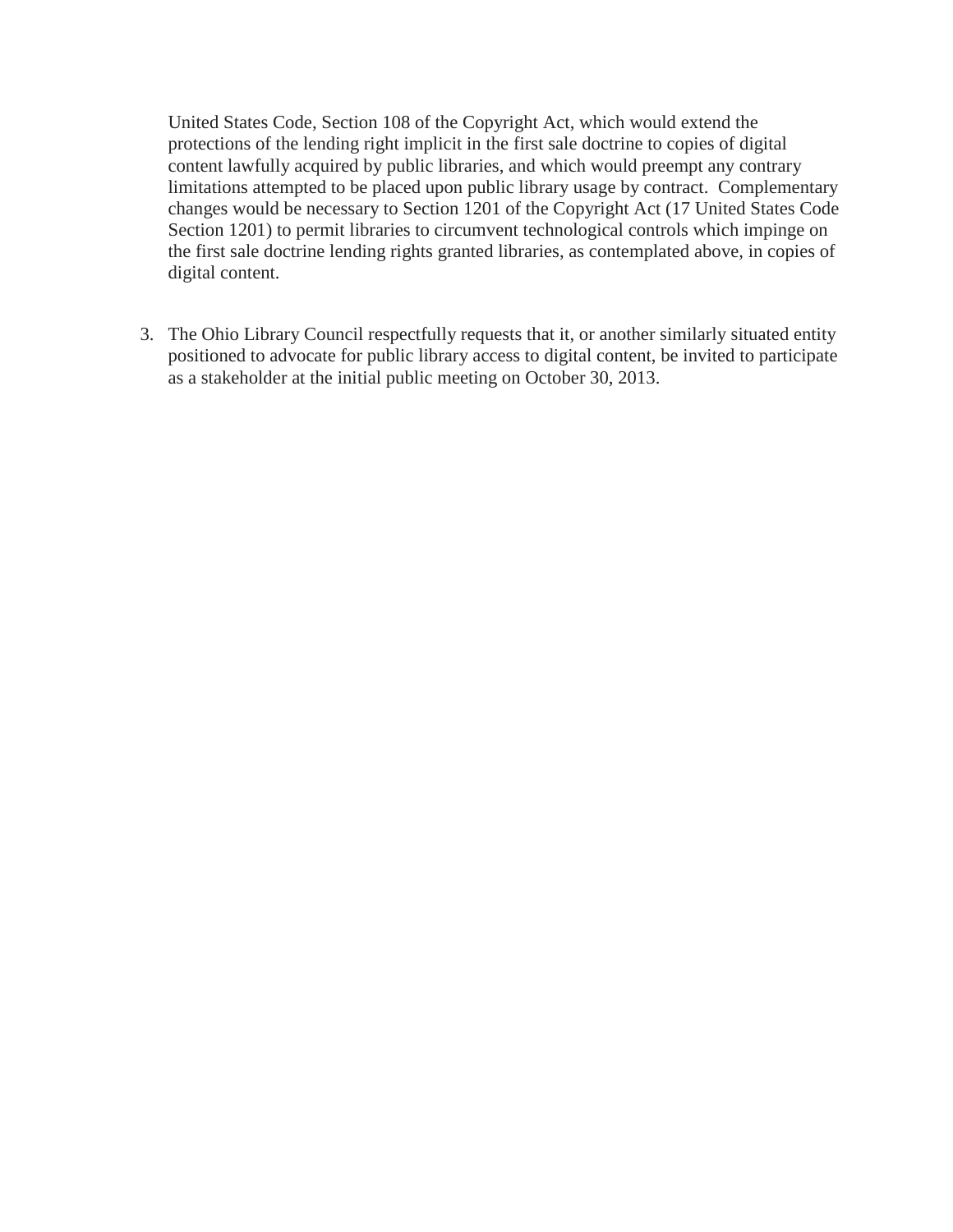United States Code, Section 108 of the Copyright Act, which would extend the protections of the lending right implicit in the first sale doctrine to copies of digital content lawfully acquired by public libraries, and which would preempt any contrary limitations attempted to be placed upon public library usage by contract. Complementary changes would be necessary to Section 1201 of the Copyright Act (17 United States Code Section 1201) to permit libraries to circumvent technological controls which impinge on the first sale doctrine lending rights granted libraries, as contemplated above, in copies of digital content.

3. The Ohio Library Council respectfully requests that it, or another similarly situated entity positioned to advocate for public library access to digital content, be invited to participate as a stakeholder at the initial public meeting on October 30, 2013.